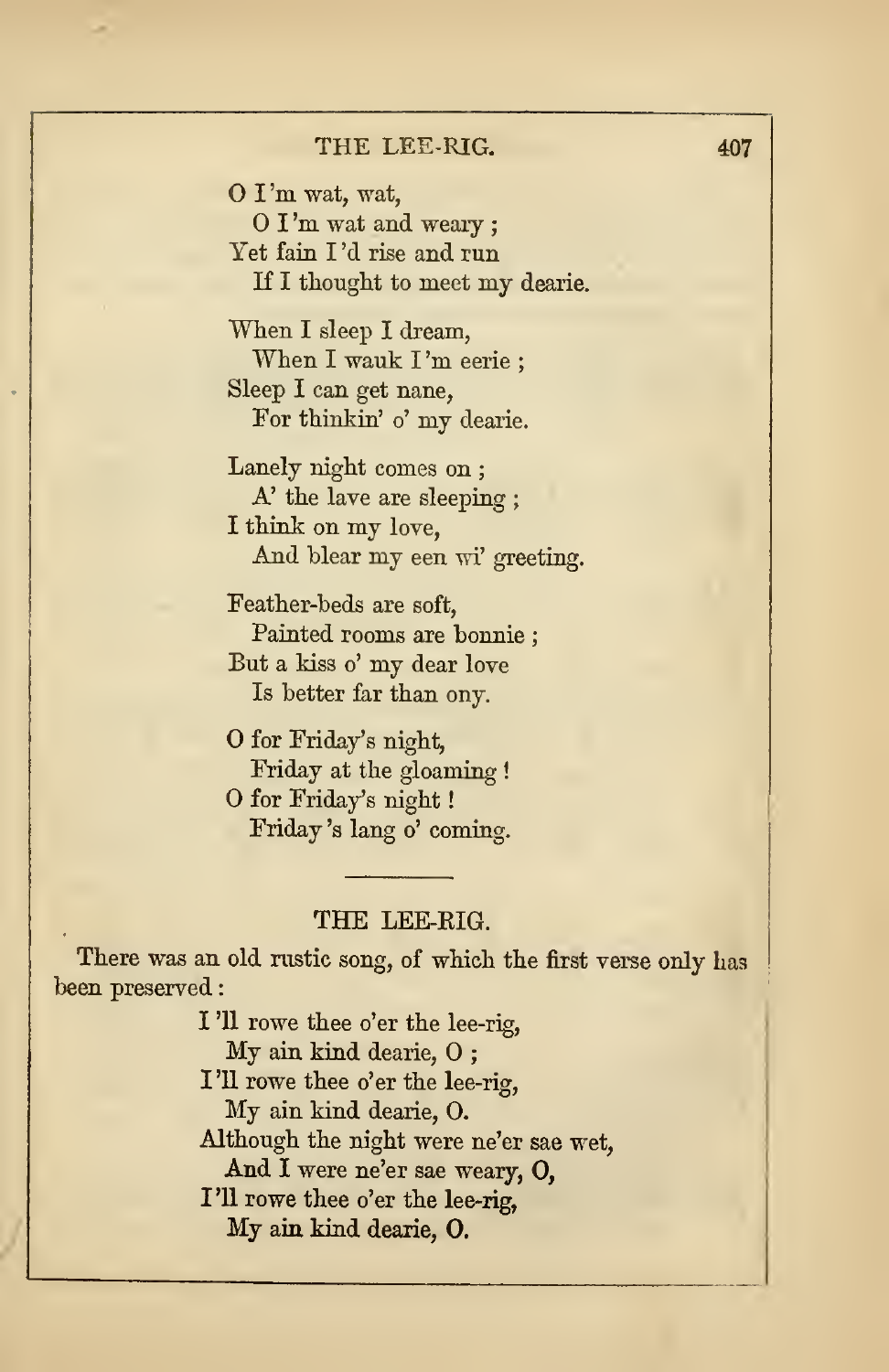O I'm wat, wat,
  O I'm wat and weary;
Yet fain I'd rise and run
  If I thought to meet my dearie.

When I sleep I dream,
  When I wauk I'm eerie;
Sleep I can get nane,
  For thinkin' o' my dearie.

Lanely night comes on;
  A' the lave are sleeping;
I think on my love,
  And blear my een wi' greeting.

Feather-beds are soft,
  Painted rooms are bonnie;
But a kiss o' my dear love
  Is better far than ony.

O for Friday's night,
  Friday at the gloaming!
O for Friday's night!
  Friday 's lang o' coming.

---

## THE LEE-RIG.

There was an old rustic song, of which the first verse only has been preserved:

I 'll rowe thee o'er the lee-rig,
  My ain kind dearie, O;
I'll rowe thee o'er the lee-rig,
  My ain kind dearie, O.
Although the night were ne'er sae wet,
  And I were ne'er sae weary, O,
I'll rowe thee o'er the lee-rig,
  My ain kind dearie, O.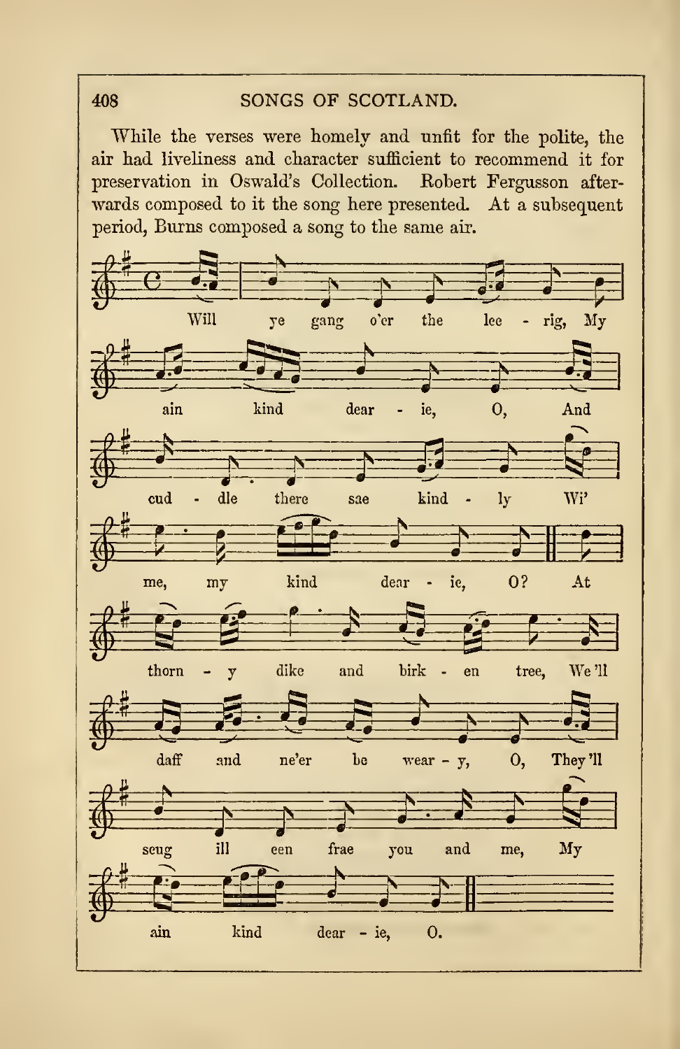While the verses were homely and unfit for the polite, the air had liveliness and character sufficient to recommend it for preservation in Oswald's Collection. Robert Fergusson afterwards composed to it the song here presented. At a subsequent period, Burns composed a song to the same air.

Will ye gang o'er the lee - rig, My
ain kind dear - ie, O,
And cud - dle there sae kind - ly
Wi' me, my kind dear - ie, O?
At thorn - y dike and birk - en tree,
We'll daff and ne'er be wear - y, O,
They'll scug ill een frae you and me,
My ain kind dear - ie, O.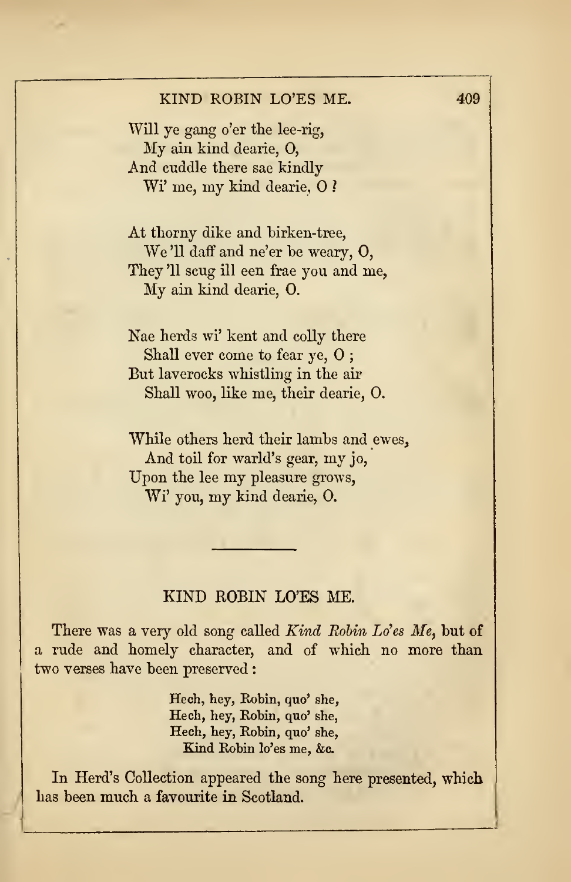Will ye gang o'er the lee-rig,
  My ain kind dearie, O,
And cuddle there sae kindly
  Wi' me, my kind dearie, O?

At thorny dike and birken-tree,
  We'll daff and ne'er be weary, O,
They'll scug ill een frae you and me,
  My ain kind dearie, O.

Nae herds wi' kent and colly there
  Shall ever come to fear ye, O;
But laverocks whistling in the air
  Shall woo, like me, their dearie, O.

While others herd their lambs and ewes,
  And toil for warld's gear, my jo,
Upon the lee my pleasure grows,
  Wi' you, my kind dearie, O.

---

## KIND ROBIN LO'ES ME.

There was a very old song called *Kind Robin Lo'es Me*, but of a rude and homely character, and of which no more than two verses have been preserved:

> Hech, hey, Robin, quo' she,
> Hech, hey, Robin, quo' she,
> Hech, hey, Robin, quo' she,
>   Kind Robin lo'es me, &c.

In Herd's Collection appeared the song here presented, which has been much a favourite in Scotland.